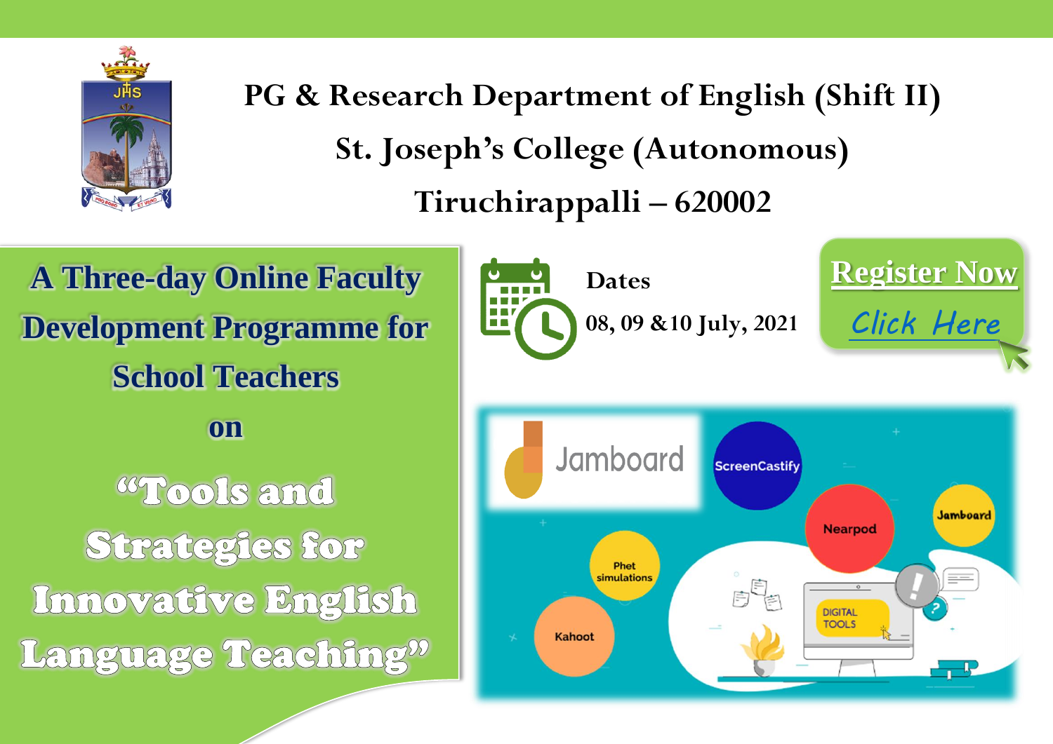# PG & Research Department of English (Shift II)

## St. Joseph's College (Autonomous)

## Tiruchirappalli – 620002

**A Three-day Online Faculty Development Programme for School Teachers**

**on**

**"Tools and Strategies for Innovative English Language Teaching"**

**Dates**

**08, 09 &10 July, 2021**

**Register Now**

Click Here

Jamboard

ScreenCastify

Nearpod

Jamboard

Phet simulations

Kahoot

DIGITAL TOOLS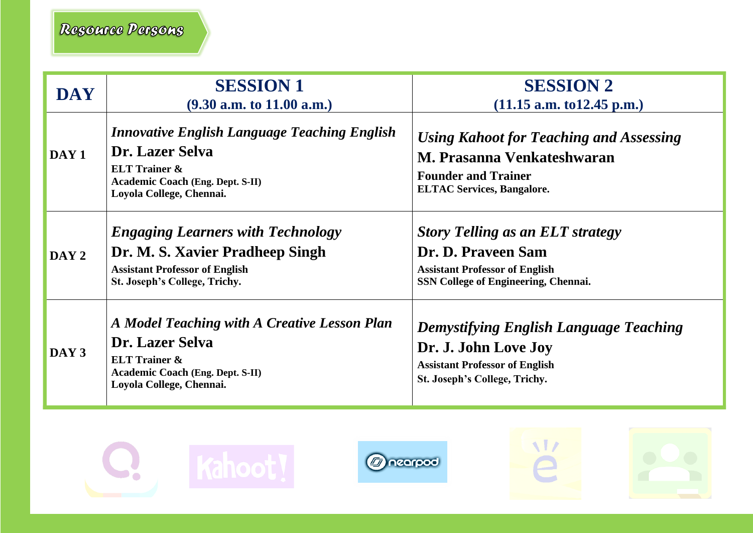## Resource Persons

| DAY | SESSION 1<br>(9.30 a.m. to 11.00 a.m.) | SESSION 2<br>(11.15 a.m. to12.45 p.m.) |
| --- | --- | --- |
| DAY 1 | *Innovative English Language Teaching English*<br>**Dr. Lazer Selva**<br>**ELT Trainer &**<br>**Academic Coach (Eng. Dept. S-II)**<br>**Loyola College, Chennai.** | *Using Kahoot for Teaching and Assessing*<br>**M. Prasanna Venkateshwaran**<br>**Founder and Trainer**<br>**ELTAC Services, Bangalore.** |
| DAY 2 | *Engaging Learners with Technology*<br>**Dr. M. S. Xavier Pradheep Singh**<br>**Assistant Professor of English**<br>**St. Joseph's College, Trichy.** | *Story Telling as an ELT strategy*<br>**Dr. D. Praveen Sam**<br>**Assistant Professor of English**<br>**SSN College of Engineering, Chennai.** |
| DAY 3 | *A Model Teaching with A Creative Lesson Plan*<br>**Dr. Lazer Selva**<br>**ELT Trainer &**<br>**Academic Coach (Eng. Dept. S-II)**<br>**Loyola College, Chennai.** | *Demystifying English Language Teaching*<br>**Dr. J. John Love Joy**<br>**Assistant Professor of English**<br>**St. Joseph's College, Trichy.** |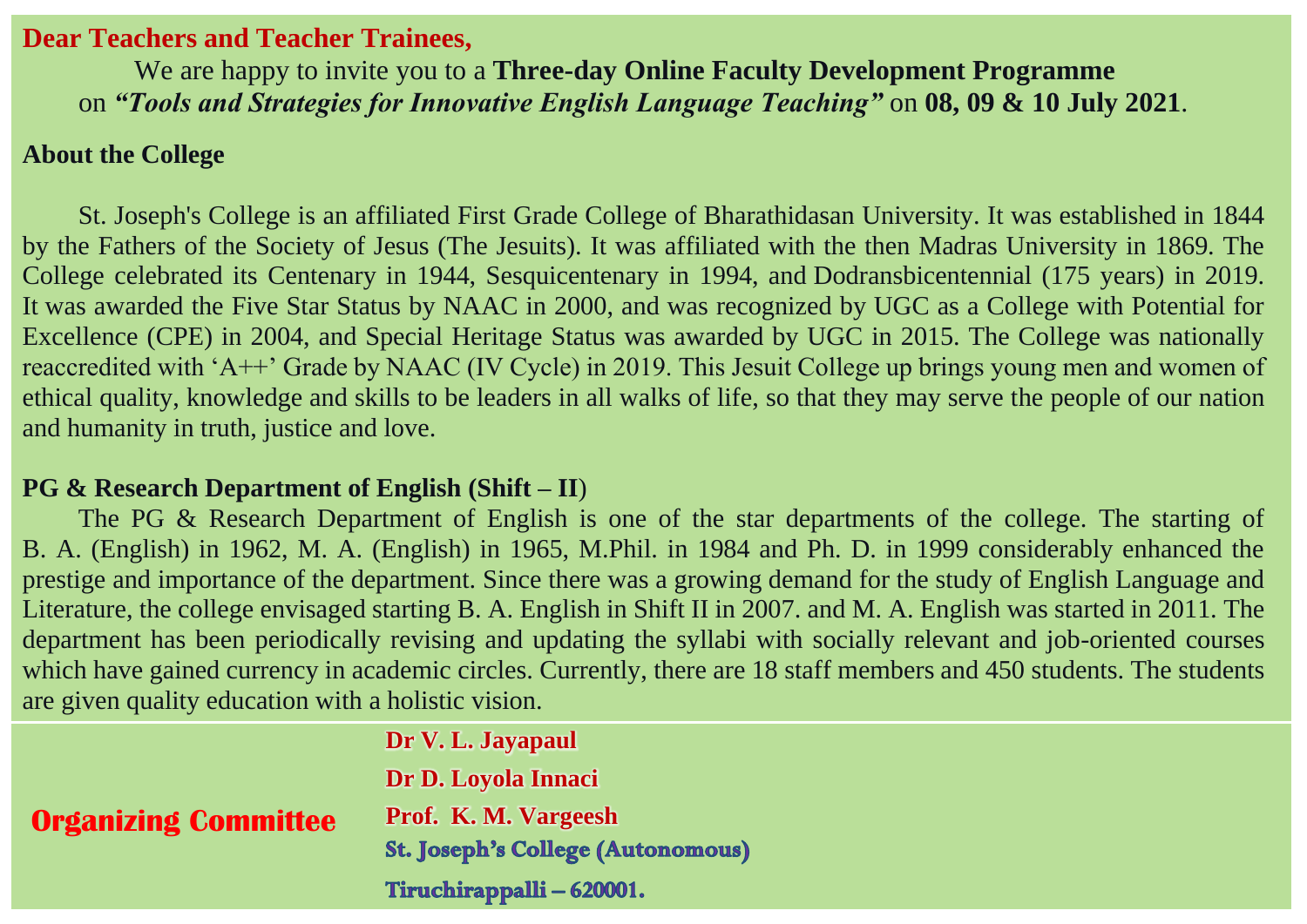**Dear Teachers and Teacher Trainees,**

We are happy to invite you to a **Three-day Online Faculty Development Programme** on ***"Tools and Strategies for Innovative English Language Teaching"*** on **08, 09 & 10 July 2021**.

**About the College**

St. Joseph's College is an affiliated First Grade College of Bharathidasan University. It was established in 1844 by the Fathers of the Society of Jesus (The Jesuits). It was affiliated with the then Madras University in 1869. The College celebrated its Centenary in 1944, Sesquicentenary in 1994, and Dodransbicentennial (175 years) in 2019. It was awarded the Five Star Status by NAAC in 2000, and was recognized by UGC as a College with Potential for Excellence (CPE) in 2004, and Special Heritage Status was awarded by UGC in 2015. The College was nationally reaccredited with 'A++' Grade by NAAC (IV Cycle) in 2019. This Jesuit College up brings young men and women of ethical quality, knowledge and skills to be leaders in all walks of life, so that they may serve the people of our nation and humanity in truth, justice and love.

**PG & Research Department of English (Shift – II)**

The PG & Research Department of English is one of the star departments of the college. The starting of B. A. (English) in 1962, M. A. (English) in 1965, M.Phil. in 1984 and Ph. D. in 1999 considerably enhanced the prestige and importance of the department. Since there was a growing demand for the study of English Language and Literature, the college envisaged starting B. A. English in Shift II in 2007. and M. A. English was started in 2011. The department has been periodically revising and updating the syllabi with socially relevant and job-oriented courses which have gained currency in academic circles. Currently, there are 18 staff members and 450 students. The students are given quality education with a holistic vision.

**Organizing Committee**

**Dr V. L. Jayapaul**

**Dr D. Loyola Innaci**

**Prof. K. M. Vargeesh**

**St. Joseph's College (Autonomous)**

**Tiruchirappalli – 620001.**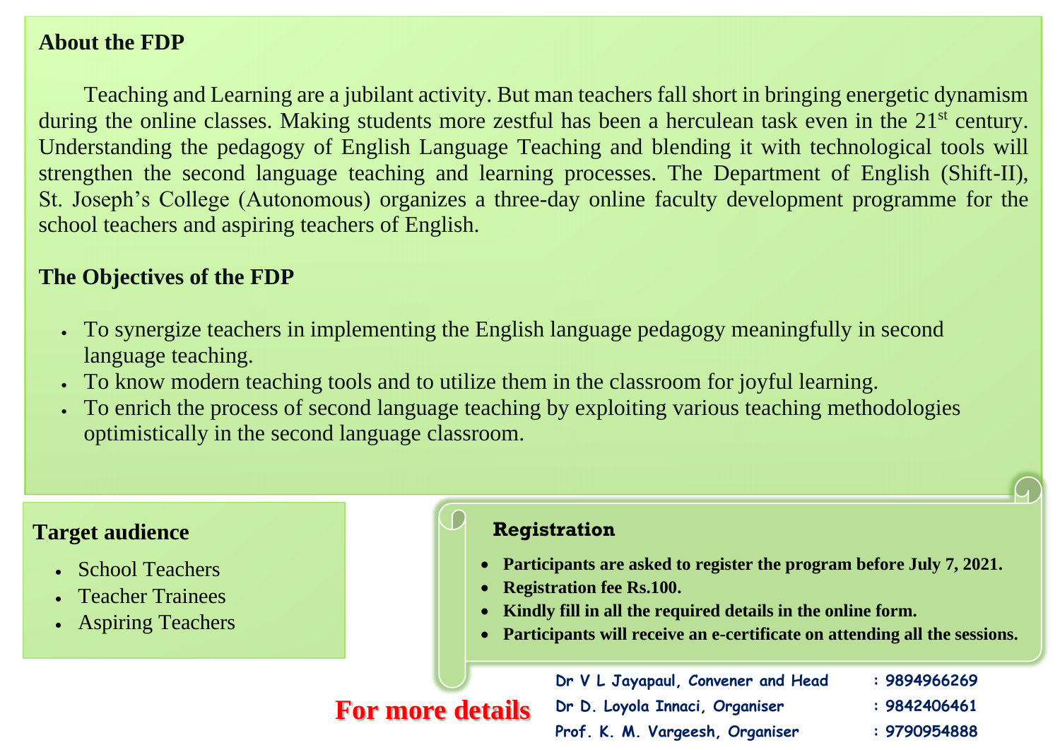## About the FDP

Teaching and Learning are a jubilant activity. But man teachers fall short in bringing energetic dynamism during the online classes. Making students more zestful has been a herculean task even in the 21st century. Understanding the pedagogy of English Language Teaching and blending it with technological tools will strengthen the second language teaching and learning processes. The Department of English (Shift-II), St. Joseph's College (Autonomous) organizes a three-day online faculty development programme for the school teachers and aspiring teachers of English.

## The Objectives of the FDP

- To synergize teachers in implementing the English language pedagogy meaningfully in second language teaching.
- To know modern teaching tools and to utilize them in the classroom for joyful learning.
- To enrich the process of second language teaching by exploiting various teaching methodologies optimistically in the second language classroom.

## Target audience

- School Teachers
- Teacher Trainees
- Aspiring Teachers

## Registration

- **Participants are asked to register the program before July 7, 2021.**
- **Registration fee Rs.100.**
- **Kindly fill in all the required details in the online form.**
- **Participants will receive an e-certificate on attending all the sessions.**

**For more details**

Dr V L Jayapaul, Convener and Head : 9894966269
Dr D. Loyola Innaci, Organiser : 9842406461
Prof. K. M. Vargeesh, Organiser : 9790954888